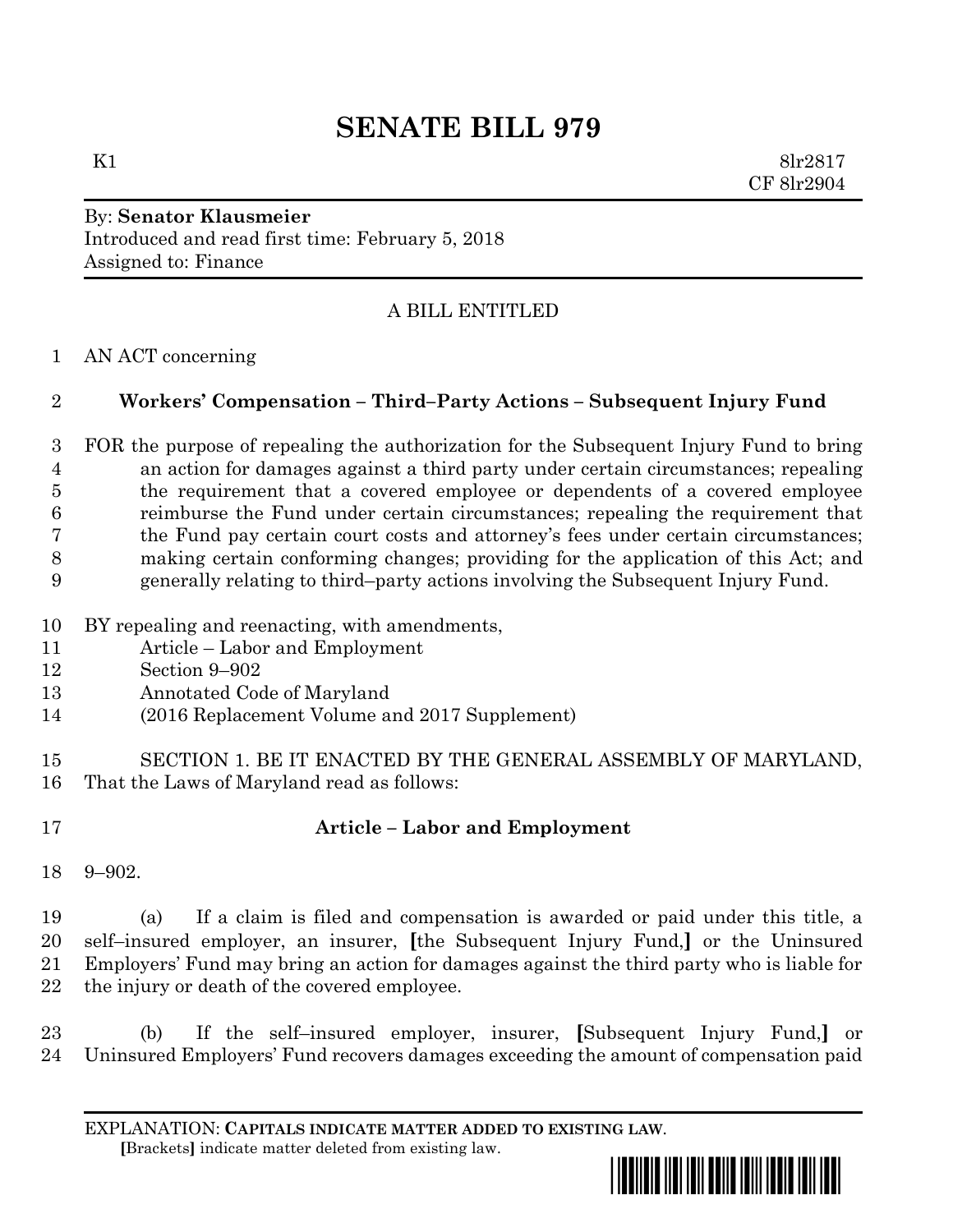# SENATE BILL 979

K1 8lr2817
CF 8lr2904

By: **Senator Klausmeier**
Introduced and read first time: February 5, 2018
Assigned to: Finance

A BILL ENTITLED

AN ACT concerning

**Workers' Compensation – Third–Party Actions – Subsequent Injury Fund**

FOR the purpose of repealing the authorization for the Subsequent Injury Fund to bring an action for damages against a third party under certain circumstances; repealing the requirement that a covered employee or dependents of a covered employee reimburse the Fund under certain circumstances; repealing the requirement that the Fund pay certain court costs and attorney's fees under certain circumstances; making certain conforming changes; providing for the application of this Act; and generally relating to third–party actions involving the Subsequent Injury Fund.

BY repealing and reenacting, with amendments,
Article – Labor and Employment
Section 9–902
Annotated Code of Maryland
(2016 Replacement Volume and 2017 Supplement)

SECTION 1. BE IT ENACTED BY THE GENERAL ASSEMBLY OF MARYLAND, That the Laws of Maryland read as follows:

**Article – Labor and Employment**

9–902.

(a) If a claim is filed and compensation is awarded or paid under this title, a self–insured employer, an insurer, **[**the Subsequent Injury Fund,**]** or the Uninsured Employers' Fund may bring an action for damages against the third party who is liable for the injury or death of the covered employee.

(b) If the self–insured employer, insurer, **[**Subsequent Injury Fund,**]** or Uninsured Employers' Fund recovers damages exceeding the amount of compensation paid

EXPLANATION: **CAPITALS INDICATE MATTER ADDED TO EXISTING LAW**.
**[**Brackets**]** indicate matter deleted from existing law.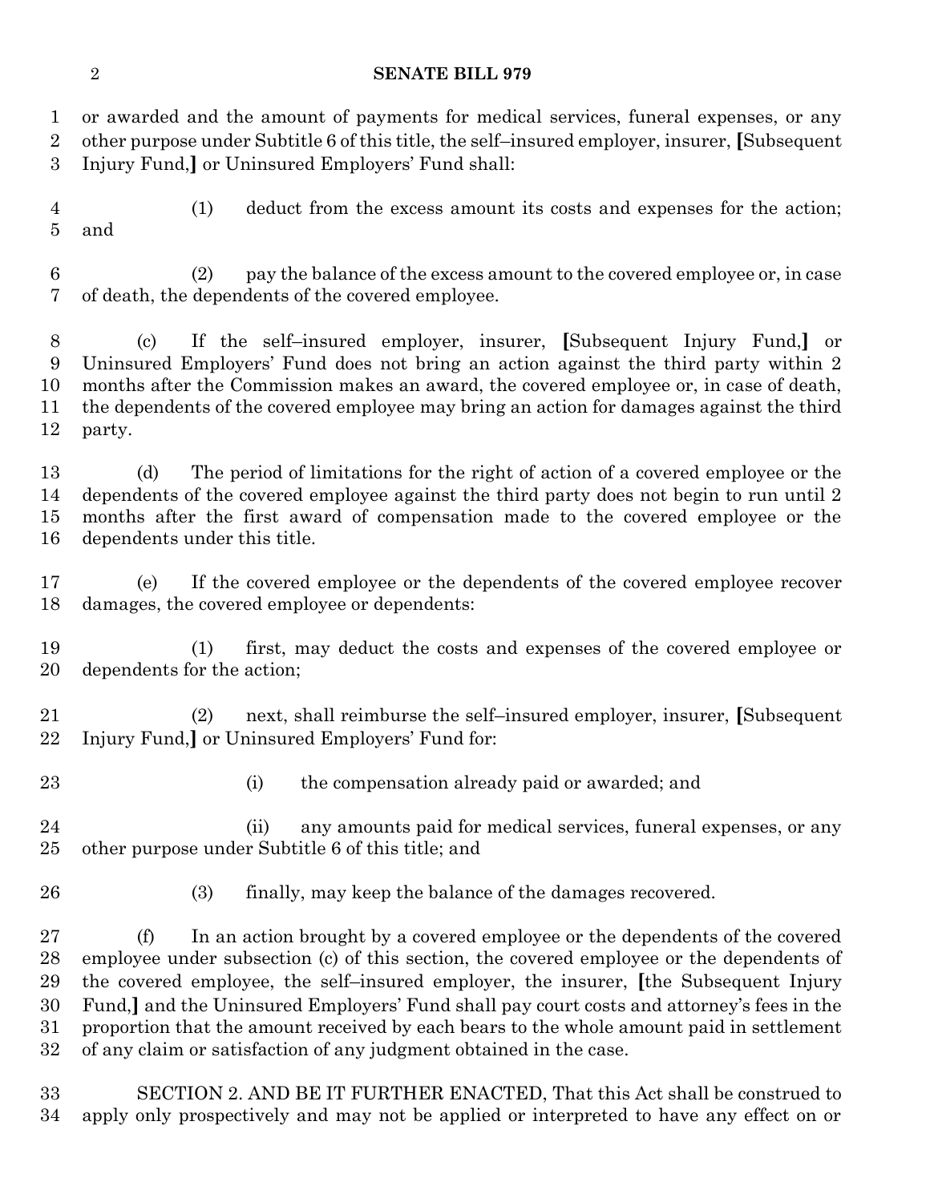or awarded and the amount of payments for medical services, funeral expenses, or any other purpose under Subtitle 6 of this title, the self–insured employer, insurer, [Subsequent Injury Fund,] or Uninsured Employers' Fund shall:

(1) deduct from the excess amount its costs and expenses for the action; and

(2) pay the balance of the excess amount to the covered employee or, in case of death, the dependents of the covered employee.

(c) If the self–insured employer, insurer, [Subsequent Injury Fund,] or Uninsured Employers' Fund does not bring an action against the third party within 2 months after the Commission makes an award, the covered employee or, in case of death, the dependents of the covered employee may bring an action for damages against the third party.

(d) The period of limitations for the right of action of a covered employee or the dependents of the covered employee against the third party does not begin to run until 2 months after the first award of compensation made to the covered employee or the dependents under this title.

(e) If the covered employee or the dependents of the covered employee recover damages, the covered employee or dependents:

(1) first, may deduct the costs and expenses of the covered employee or dependents for the action;

(2) next, shall reimburse the self–insured employer, insurer, [Subsequent Injury Fund,] or Uninsured Employers' Fund for:

(i) the compensation already paid or awarded; and

(ii) any amounts paid for medical services, funeral expenses, or any other purpose under Subtitle 6 of this title; and

(3) finally, may keep the balance of the damages recovered.

(f) In an action brought by a covered employee or the dependents of the covered employee under subsection (c) of this section, the covered employee or the dependents of the covered employee, the self–insured employer, the insurer, [the Subsequent Injury Fund,] and the Uninsured Employers' Fund shall pay court costs and attorney's fees in the proportion that the amount received by each bears to the whole amount paid in settlement of any claim or satisfaction of any judgment obtained in the case.

SECTION 2. AND BE IT FURTHER ENACTED, That this Act shall be construed to apply only prospectively and may not be applied or interpreted to have any effect on or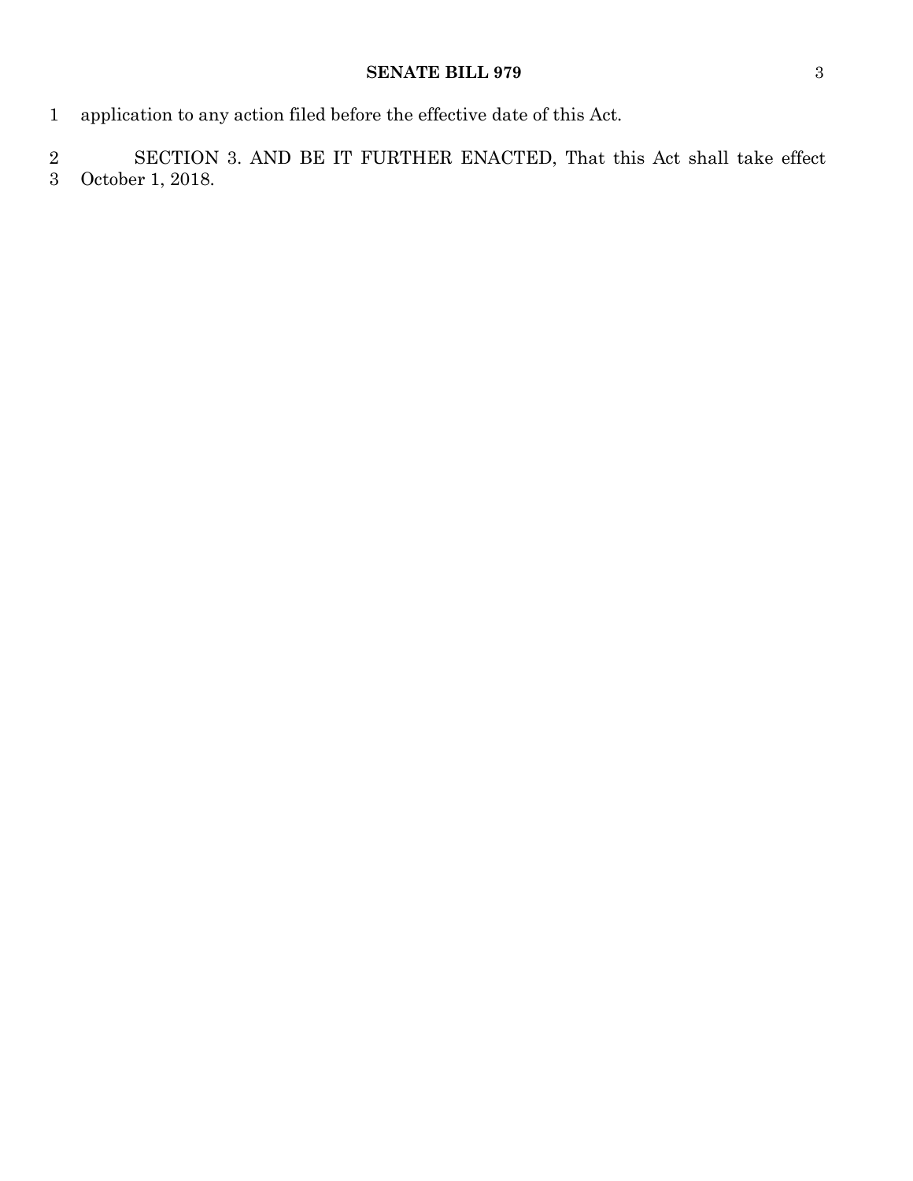application to any action filed before the effective date of this Act.

SECTION 3. AND BE IT FURTHER ENACTED, That this Act shall take effect October 1, 2018.